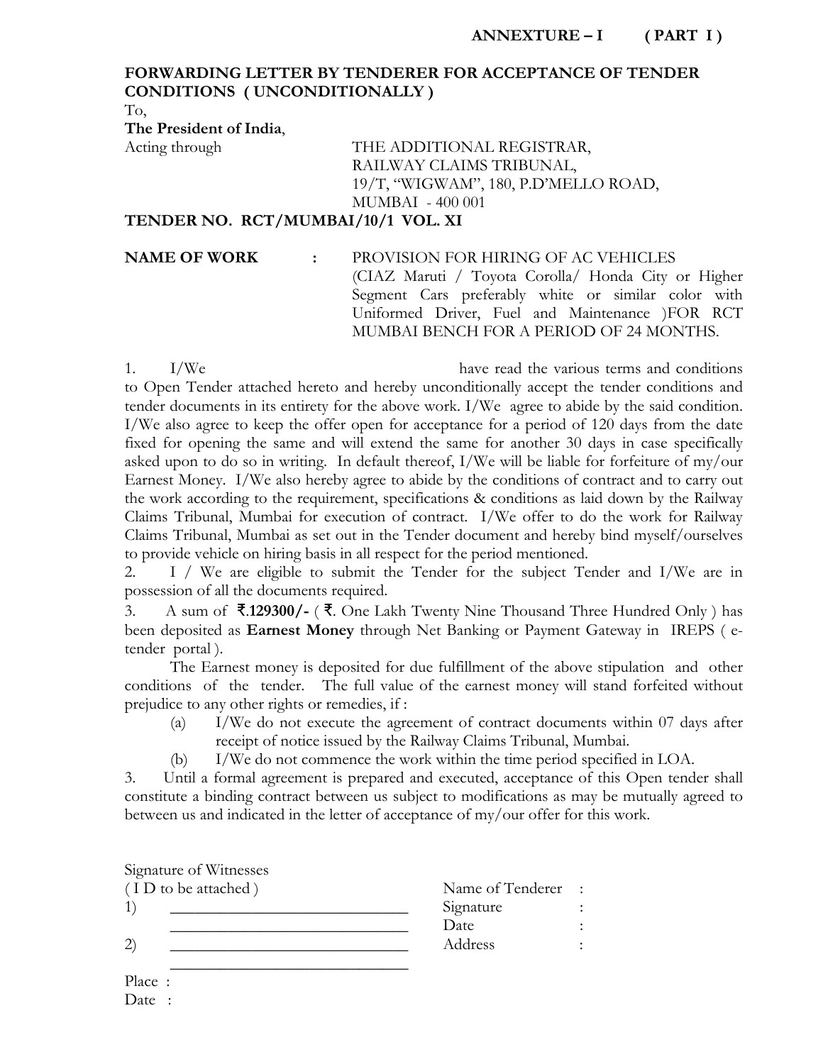**ANNEXTURE – I ( PART I )**

**FORWARDING LETTER BY TENDERER FOR ACCEPTANCE OF TENDER CONDITIONS ( UNCONDITIONALLY )**

To,

**The President of India**,

Acting through

THE ADDITIONAL REGISTRAR,
RAILWAY CLAIMS TRIBUNAL,
19/T, "WIGWAM", 180, P.D'MELLO ROAD,
MUMBAI - 400 001

**TENDER NO. RCT/MUMBAI/10/1 VOL. XI**

**NAME OF WORK** : PROVISION FOR HIRING OF AC VEHICLES (CIAZ Maruti / Toyota Corolla/ Honda City or Higher Segment Cars preferably white or similar color with Uniformed Driver, Fuel and Maintenance )FOR RCT MUMBAI BENCH FOR A PERIOD OF 24 MONTHS.

1. I/We have read the various terms and conditions to Open Tender attached hereto and hereby unconditionally accept the tender conditions and tender documents in its entirety for the above work. I/We agree to abide by the said condition. I/We also agree to keep the offer open for acceptance for a period of 120 days from the date fixed for opening the same and will extend the same for another 30 days in case specifically asked upon to do so in writing. In default thereof, I/We will be liable for forfeiture of my/our Earnest Money. I/We also hereby agree to abide by the conditions of contract and to carry out the work according to the requirement, specifications & conditions as laid down by the Railway Claims Tribunal, Mumbai for execution of contract. I/We offer to do the work for Railway Claims Tribunal, Mumbai as set out in the Tender document and hereby bind myself/ourselves to provide vehicle on hiring basis in all respect for the period mentioned.

2. I / We are eligible to submit the Tender for the subject Tender and I/We are in possession of all the documents required.

3. A sum of **₹.129300/-** ( **₹**. One Lakh Twenty Nine Thousand Three Hundred Only ) has been deposited as **Earnest Money** through Net Banking or Payment Gateway in IREPS ( e-tender portal ).

The Earnest money is deposited for due fulfillment of the above stipulation and other conditions of the tender. The full value of the earnest money will stand forfeited without prejudice to any other rights or remedies, if :

(a) I/We do not execute the agreement of contract documents within 07 days after receipt of notice issued by the Railway Claims Tribunal, Mumbai.

(b) I/We do not commence the work within the time period specified in LOA.

3. Until a formal agreement is prepared and executed, acceptance of this Open tender shall constitute a binding contract between us subject to modifications as may be mutually agreed to between us and indicated in the letter of acceptance of my/our offer for this work.

Signature of Witnesses
( I D to be attached )

1) ______________________________
   ______________________________

2) ______________________________
   ______________________________

Name of Tenderer :
Signature :
Date :
Address :

Place :
Date :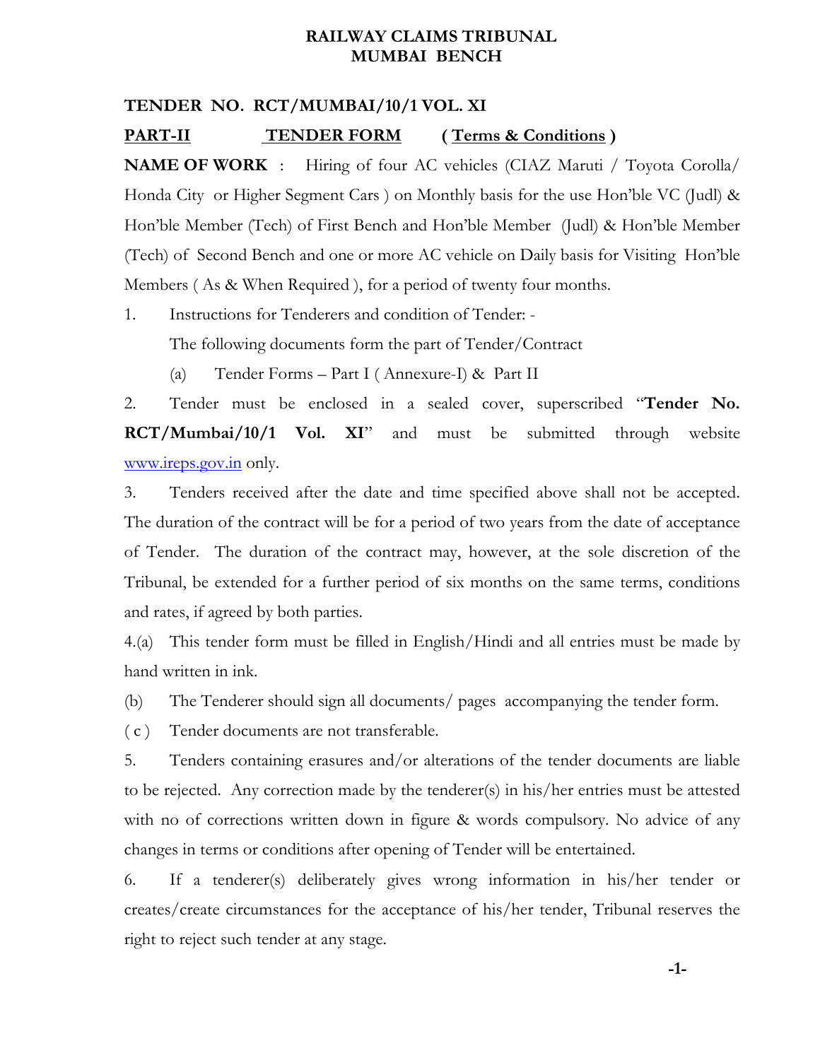**RAILWAY CLAIMS TRIBUNAL**
**MUMBAI BENCH**

**TENDER NO. RCT/MUMBAI/10/1 VOL. XI**

**PART-II** **TENDER FORM** **( Terms & Conditions )**

**NAME OF WORK** : Hiring of four AC vehicles (CIAZ Maruti / Toyota Corolla/ Honda City or Higher Segment Cars ) on Monthly basis for the use Hon'ble VC (Judl) & Hon'ble Member (Tech) of First Bench and Hon'ble Member (Judl) & Hon'ble Member (Tech) of Second Bench and one or more AC vehicle on Daily basis for Visiting Hon'ble Members ( As & When Required ), for a period of twenty four months.

1. Instructions for Tenderers and condition of Tender: -

   The following documents form the part of Tender/Contract

   (a) Tender Forms – Part I ( Annexure-I) & Part II

2. Tender must be enclosed in a sealed cover, superscribed "**Tender No. RCT/Mumbai/10/1 Vol. XI**" and must be submitted through website www.ireps.gov.in only.

3. Tenders received after the date and time specified above shall not be accepted. The duration of the contract will be for a period of two years from the date of acceptance of Tender. The duration of the contract may, however, at the sole discretion of the Tribunal, be extended for a further period of six months on the same terms, conditions and rates, if agreed by both parties.

4.(a) This tender form must be filled in English/Hindi and all entries must be made by hand written in ink.

(b) The Tenderer should sign all documents/ pages accompanying the tender form.

( c ) Tender documents are not transferable.

5. Tenders containing erasures and/or alterations of the tender documents are liable to be rejected. Any correction made by the tenderer(s) in his/her entries must be attested with no of corrections written down in figure & words compulsory. No advice of any changes in terms or conditions after opening of Tender will be entertained.

6. If a tenderer(s) deliberately gives wrong information in his/her tender or creates/create circumstances for the acceptance of his/her tender, Tribunal reserves the right to reject such tender at any stage.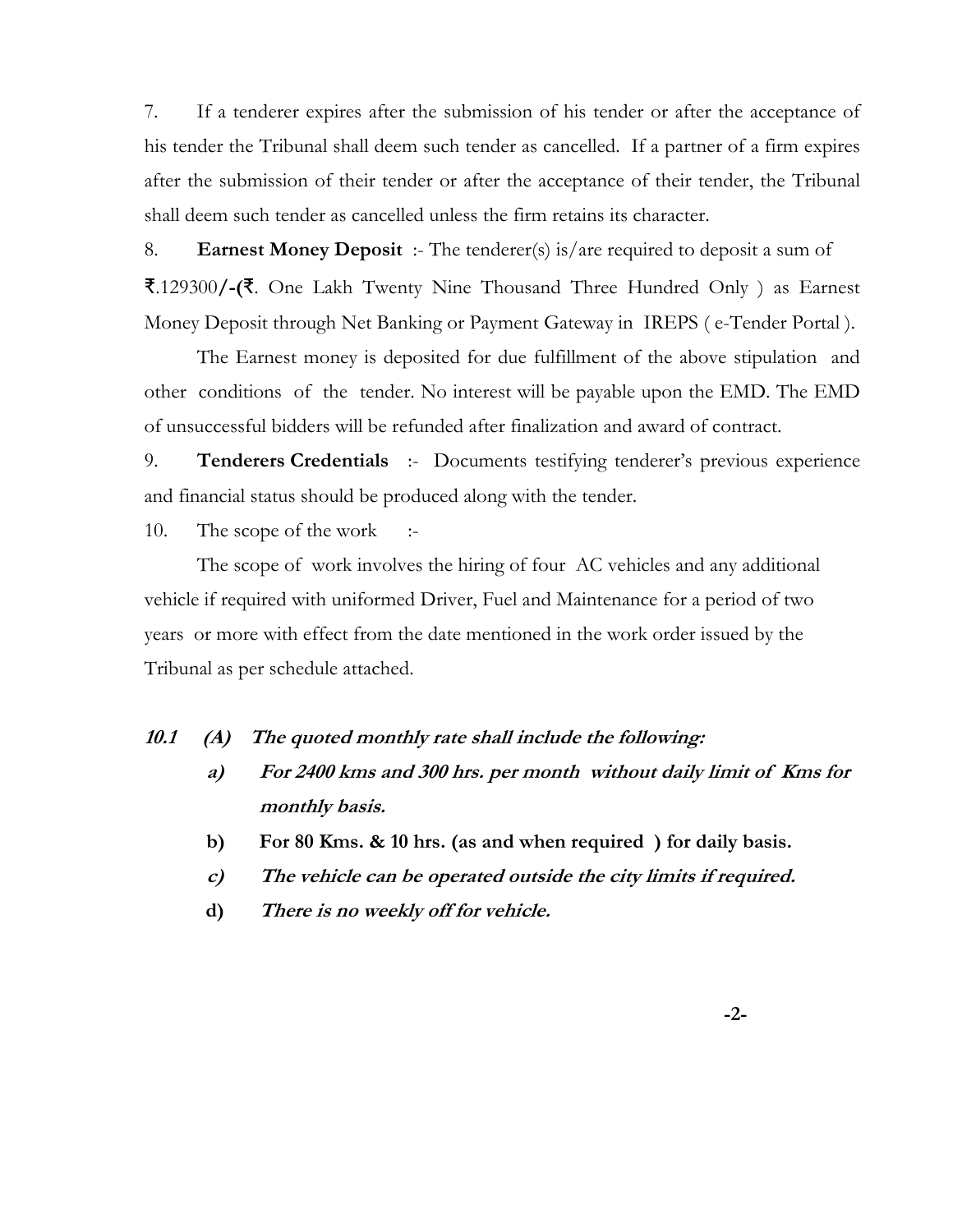7. If a tenderer expires after the submission of his tender or after the acceptance of his tender the Tribunal shall deem such tender as cancelled. If a partner of a firm expires after the submission of their tender or after the acceptance of their tender, the Tribunal shall deem such tender as cancelled unless the firm retains its character.

8. **Earnest Money Deposit** :- The tenderer(s) is/are required to deposit a sum of ₹.129300/-(₹. One Lakh Twenty Nine Thousand Three Hundred Only ) as Earnest Money Deposit through Net Banking or Payment Gateway in IREPS ( e-Tender Portal ).

The Earnest money is deposited for due fulfillment of the above stipulation and other conditions of the tender. No interest will be payable upon the EMD. The EMD of unsuccessful bidders will be refunded after finalization and award of contract.

9. **Tenderers Credentials** :- Documents testifying tenderer's previous experience and financial status should be produced along with the tender.

10. The scope of the work :-

The scope of work involves the hiring of four AC vehicles and any additional vehicle if required with uniformed Driver, Fuel and Maintenance for a period of two years or more with effect from the date mentioned in the work order issued by the Tribunal as per schedule attached.

***10.1 (A) The quoted monthly rate shall include the following:***

- ***a) For 2400 kms and 300 hrs. per month without daily limit of Kms for monthly basis.***
- **b) For 80 Kms. & 10 hrs. (as and when required ) for daily basis.**
- ***c) The vehicle can be operated outside the city limits if required.***
- ***d) There is no weekly off for vehicle.***

-2-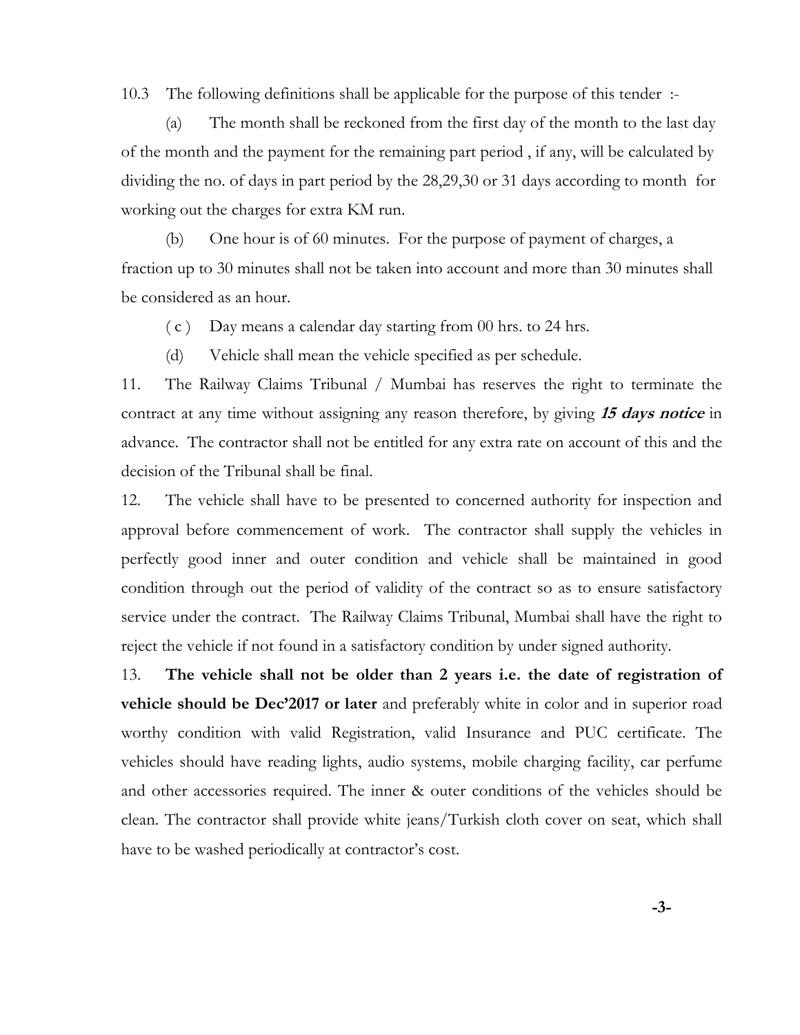10.3 The following definitions shall be applicable for the purpose of this tender :-

(a) The month shall be reckoned from the first day of the month to the last day of the month and the payment for the remaining part period , if any, will be calculated by dividing the no. of days in part period by the 28,29,30 or 31 days according to month for working out the charges for extra KM run.

(b) One hour is of 60 minutes. For the purpose of payment of charges, a fraction up to 30 minutes shall not be taken into account and more than 30 minutes shall be considered as an hour.

( c ) Day means a calendar day starting from 00 hrs. to 24 hrs.

(d) Vehicle shall mean the vehicle specified as per schedule.

11. The Railway Claims Tribunal / Mumbai has reserves the right to terminate the contract at any time without assigning any reason therefore, by giving ***15 days notice*** in advance. The contractor shall not be entitled for any extra rate on account of this and the decision of the Tribunal shall be final.

12. The vehicle shall have to be presented to concerned authority for inspection and approval before commencement of work. The contractor shall supply the vehicles in perfectly good inner and outer condition and vehicle shall be maintained in good condition through out the period of validity of the contract so as to ensure satisfactory service under the contract. The Railway Claims Tribunal, Mumbai shall have the right to reject the vehicle if not found in a satisfactory condition by under signed authority.

13. **The vehicle shall not be older than 2 years i.e. the date of registration of vehicle should be Dec'2017 or later** and preferably white in color and in superior road worthy condition with valid Registration, valid Insurance and PUC certificate. The vehicles should have reading lights, audio systems, mobile charging facility, car perfume and other accessories required. The inner & outer conditions of the vehicles should be clean. The contractor shall provide white jeans/Turkish cloth cover on seat, which shall have to be washed periodically at contractor's cost.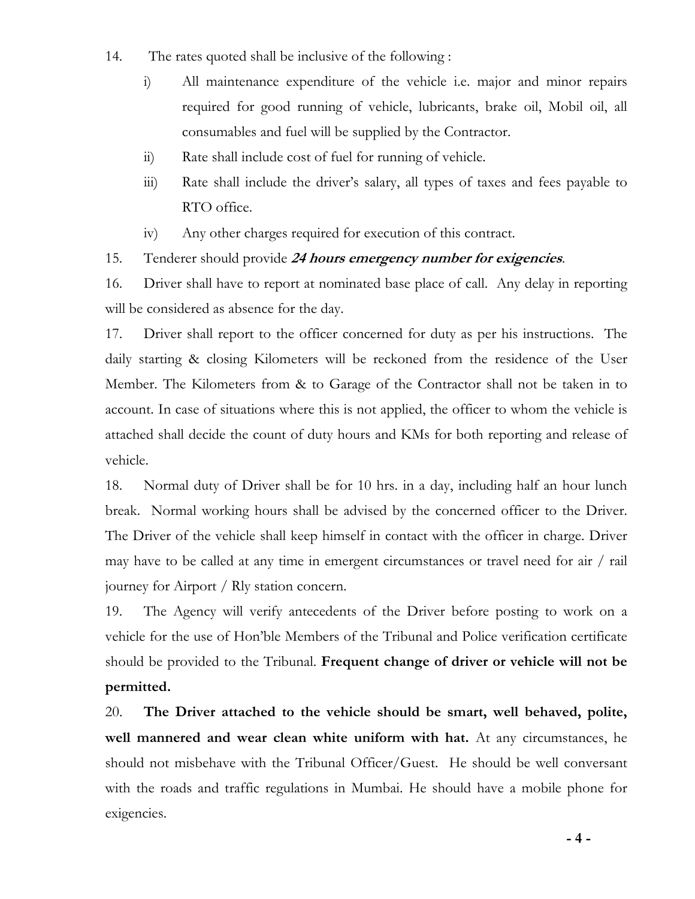14. The rates quoted shall be inclusive of the following :

    i) All maintenance expenditure of the vehicle i.e. major and minor repairs required for good running of vehicle, lubricants, brake oil, Mobil oil, all consumables and fuel will be supplied by the Contractor.

    ii) Rate shall include cost of fuel for running of vehicle.

    iii) Rate shall include the driver's salary, all types of taxes and fees payable to RTO office.

    iv) Any other charges required for execution of this contract.

15. Tenderer should provide ***24 hours emergency number for exigencies***.

16. Driver shall have to report at nominated base place of call. Any delay in reporting will be considered as absence for the day.

17. Driver shall report to the officer concerned for duty as per his instructions. The daily starting & closing Kilometers will be reckoned from the residence of the User Member. The Kilometers from & to Garage of the Contractor shall not be taken in to account. In case of situations where this is not applied, the officer to whom the vehicle is attached shall decide the count of duty hours and KMs for both reporting and release of vehicle.

18. Normal duty of Driver shall be for 10 hrs. in a day, including half an hour lunch break. Normal working hours shall be advised by the concerned officer to the Driver. The Driver of the vehicle shall keep himself in contact with the officer in charge. Driver may have to be called at any time in emergent circumstances or travel need for air / rail journey for Airport / Rly station concern.

19. The Agency will verify antecedents of the Driver before posting to work on a vehicle for the use of Hon'ble Members of the Tribunal and Police verification certificate should be provided to the Tribunal. **Frequent change of driver or vehicle will not be permitted.**

20. **The Driver attached to the vehicle should be smart, well behaved, polite, well mannered and wear clean white uniform with hat.** At any circumstances, he should not misbehave with the Tribunal Officer/Guest. He should be well conversant with the roads and traffic regulations in Mumbai. He should have a mobile phone for exigencies.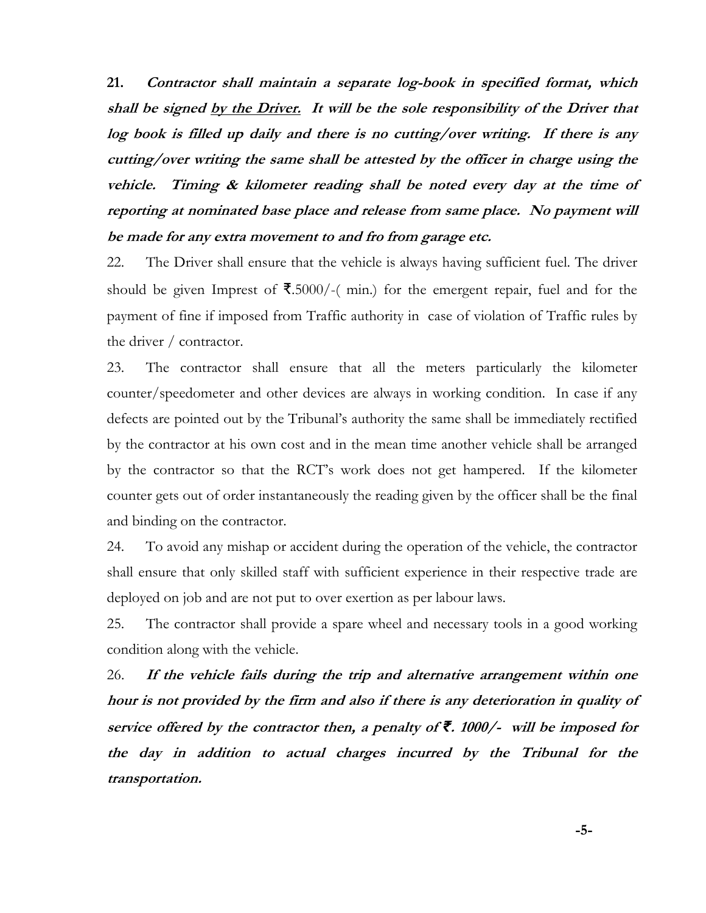21. ***Contractor shall maintain a separate log-book in specified format, which shall be signed <u>by the Driver.</u> It will be the sole responsibility of the Driver that log book is filled up daily and there is no cutting/over writing. If there is any cutting/over writing the same shall be attested by the officer in charge using the vehicle. Timing & kilometer reading shall be noted every day at the time of reporting at nominated base place and release from same place. No payment will be made for any extra movement to and fro from garage etc.***

22. The Driver shall ensure that the vehicle is always having sufficient fuel. The driver should be given Imprest of ₹.5000/-( min.) for the emergent repair, fuel and for the payment of fine if imposed from Traffic authority in case of violation of Traffic rules by the driver / contractor.

23. The contractor shall ensure that all the meters particularly the kilometer counter/speedometer and other devices are always in working condition. In case if any defects are pointed out by the Tribunal's authority the same shall be immediately rectified by the contractor at his own cost and in the mean time another vehicle shall be arranged by the contractor so that the RCT's work does not get hampered. If the kilometer counter gets out of order instantaneously the reading given by the officer shall be the final and binding on the contractor.

24. To avoid any mishap or accident during the operation of the vehicle, the contractor shall ensure that only skilled staff with sufficient experience in their respective trade are deployed on job and are not put to over exertion as per labour laws.

25. The contractor shall provide a spare wheel and necessary tools in a good working condition along with the vehicle.

26. ***If the vehicle fails during the trip and alternative arrangement within one hour is not provided by the firm and also if there is any deterioration in quality of service offered by the contractor then, a penalty of ₹. 1000/- will be imposed for the day in addition to actual charges incurred by the Tribunal for the transportation.***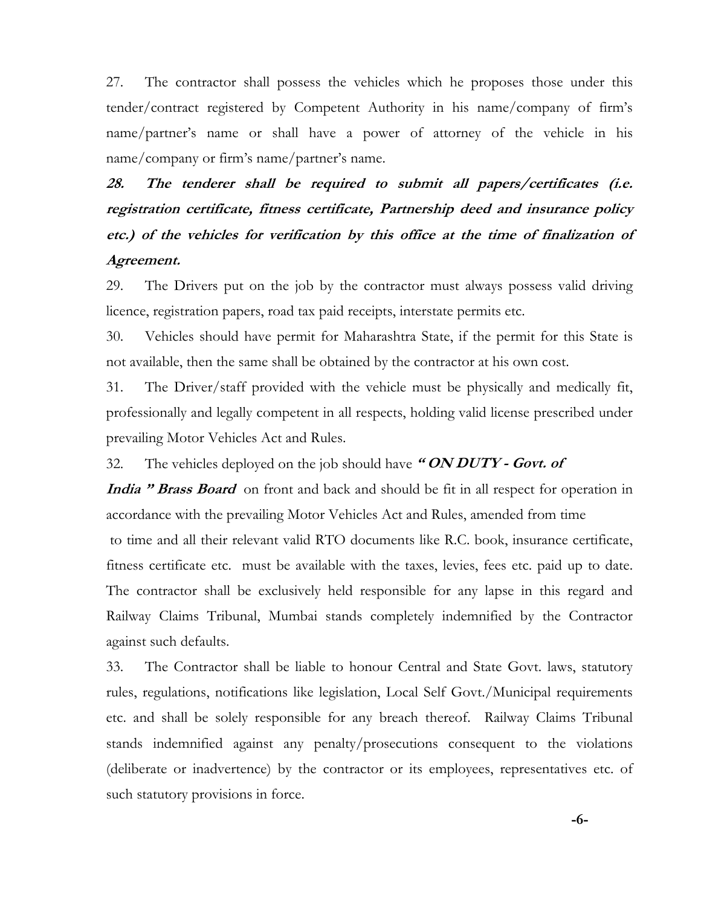27. The contractor shall possess the vehicles which he proposes those under this tender/contract registered by Competent Authority in his name/company of firm's name/partner's name or shall have a power of attorney of the vehicle in his name/company or firm's name/partner's name.

***28. The tenderer shall be required to submit all papers/certificates (i.e. registration certificate, fitness certificate, Partnership deed and insurance policy etc.) of the vehicles for verification by this office at the time of finalization of Agreement.***

29. The Drivers put on the job by the contractor must always possess valid driving licence, registration papers, road tax paid receipts, interstate permits etc.

30. Vehicles should have permit for Maharashtra State, if the permit for this State is not available, then the same shall be obtained by the contractor at his own cost.

31. The Driver/staff provided with the vehicle must be physically and medically fit, professionally and legally competent in all respects, holding valid license prescribed under prevailing Motor Vehicles Act and Rules.

32. The vehicles deployed on the job should have ***" ON DUTY - Govt. of India " Brass Board*** on front and back and should be fit in all respect for operation in accordance with the prevailing Motor Vehicles Act and Rules, amended from time to time and all their relevant valid RTO documents like R.C. book, insurance certificate, fitness certificate etc. must be available with the taxes, levies, fees etc. paid up to date. The contractor shall be exclusively held responsible for any lapse in this regard and Railway Claims Tribunal, Mumbai stands completely indemnified by the Contractor against such defaults.

33. The Contractor shall be liable to honour Central and State Govt. laws, statutory rules, regulations, notifications like legislation, Local Self Govt./Municipal requirements etc. and shall be solely responsible for any breach thereof. Railway Claims Tribunal stands indemnified against any penalty/prosecutions consequent to the violations (deliberate or inadvertence) by the contractor or its employees, representatives etc. of such statutory provisions in force.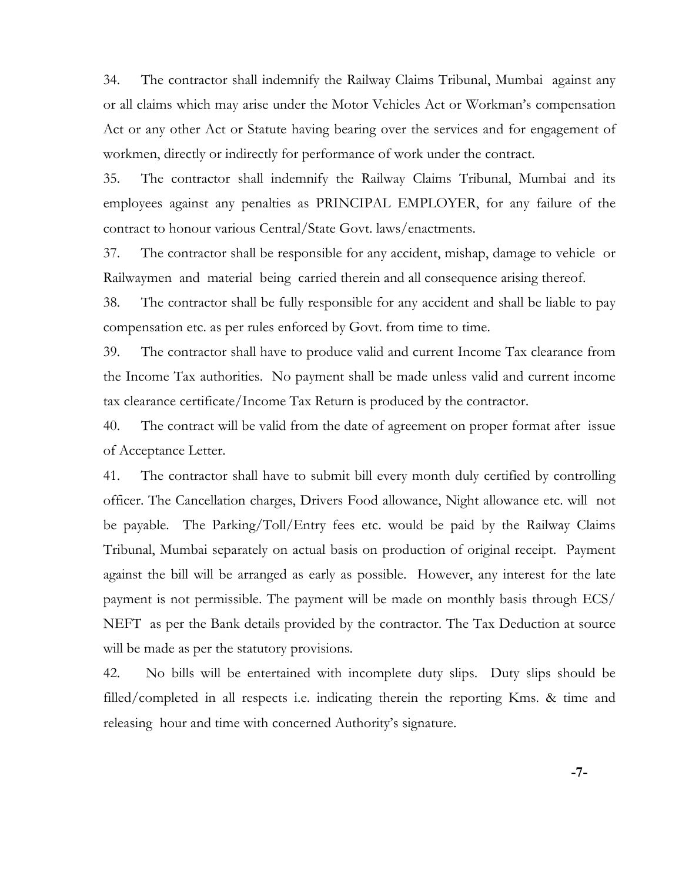34. The contractor shall indemnify the Railway Claims Tribunal, Mumbai against any or all claims which may arise under the Motor Vehicles Act or Workman's compensation Act or any other Act or Statute having bearing over the services and for engagement of workmen, directly or indirectly for performance of work under the contract.

35. The contractor shall indemnify the Railway Claims Tribunal, Mumbai and its employees against any penalties as PRINCIPAL EMPLOYER, for any failure of the contract to honour various Central/State Govt. laws/enactments.

37. The contractor shall be responsible for any accident, mishap, damage to vehicle or Railwaymen and material being carried therein and all consequence arising thereof.

38. The contractor shall be fully responsible for any accident and shall be liable to pay compensation etc. as per rules enforced by Govt. from time to time.

39. The contractor shall have to produce valid and current Income Tax clearance from the Income Tax authorities. No payment shall be made unless valid and current income tax clearance certificate/Income Tax Return is produced by the contractor.

40. The contract will be valid from the date of agreement on proper format after issue of Acceptance Letter.

41. The contractor shall have to submit bill every month duly certified by controlling officer. The Cancellation charges, Drivers Food allowance, Night allowance etc. will not be payable. The Parking/Toll/Entry fees etc. would be paid by the Railway Claims Tribunal, Mumbai separately on actual basis on production of original receipt. Payment against the bill will be arranged as early as possible. However, any interest for the late payment is not permissible. The payment will be made on monthly basis through ECS/ NEFT as per the Bank details provided by the contractor. The Tax Deduction at source will be made as per the statutory provisions.

42. No bills will be entertained with incomplete duty slips. Duty slips should be filled/completed in all respects i.e. indicating therein the reporting Kms. & time and releasing hour and time with concerned Authority's signature.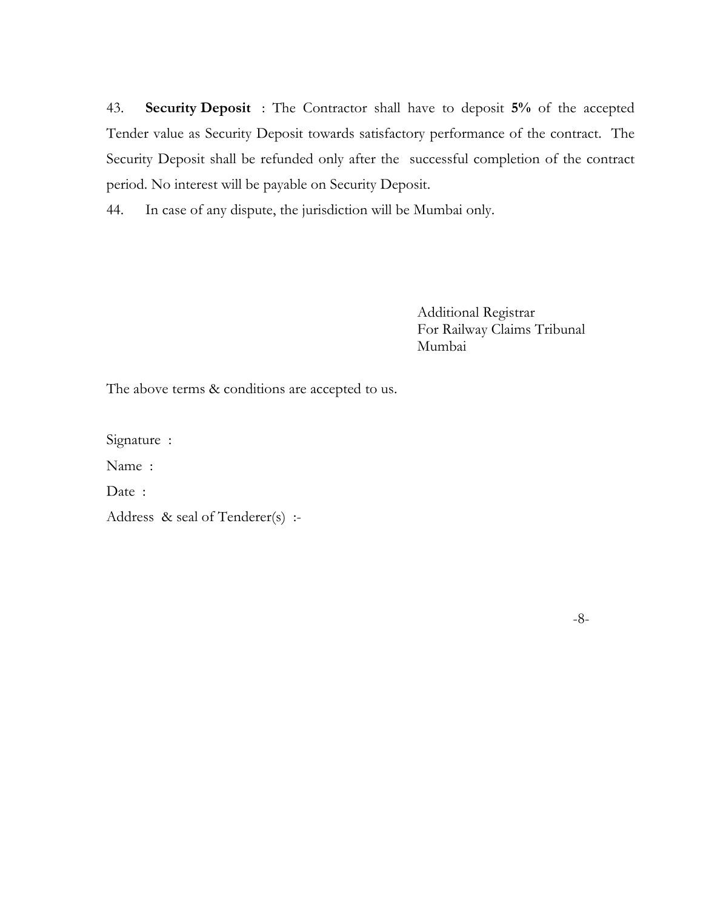43. **Security Deposit** : The Contractor shall have to deposit **5%** of the accepted Tender value as Security Deposit towards satisfactory performance of the contract. The Security Deposit shall be refunded only after the successful completion of the contract period. No interest will be payable on Security Deposit.

44. In case of any dispute, the jurisdiction will be Mumbai only.

Additional Registrar
For Railway Claims Tribunal
Mumbai

The above terms & conditions are accepted to us.

Signature :

Name :

Date :

Address & seal of Tenderer(s) :-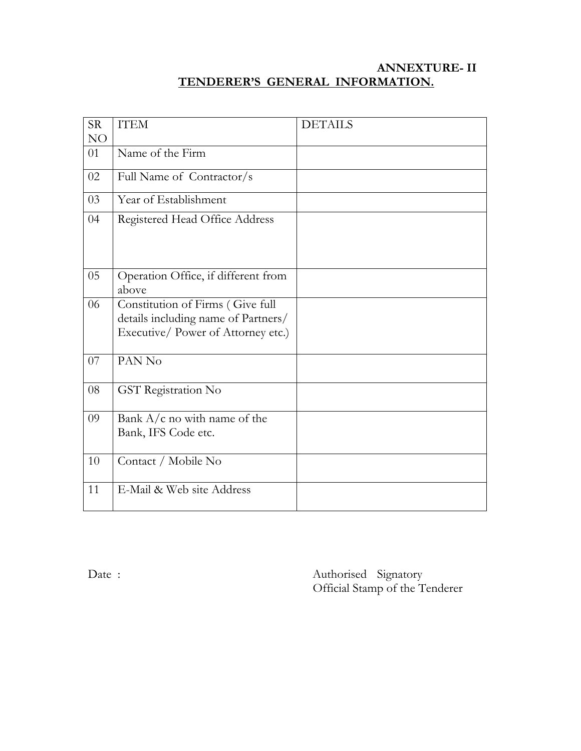**ANNEXTURE- II**

## TENDERER'S GENERAL INFORMATION.

| SR NO | ITEM | DETAILS |
|---|---|---|
| 01 | Name of the Firm | |
| 02 | Full Name of Contractor/s | |
| 03 | Year of Establishment | |
| 04 | Registered Head Office Address | |
| 05 | Operation Office, if different from above | |
| 06 | Constitution of Firms ( Give full details including name of Partners/ Executive/ Power of Attorney etc.) | |
| 07 | PAN No | |
| 08 | GST Registration No | |
| 09 | Bank A/c no with name of the Bank, IFS Code etc. | |
| 10 | Contact / Mobile No | |
| 11 | E-Mail & Web site Address | |

Date :

Authorised Signatory
Official Stamp of the Tenderer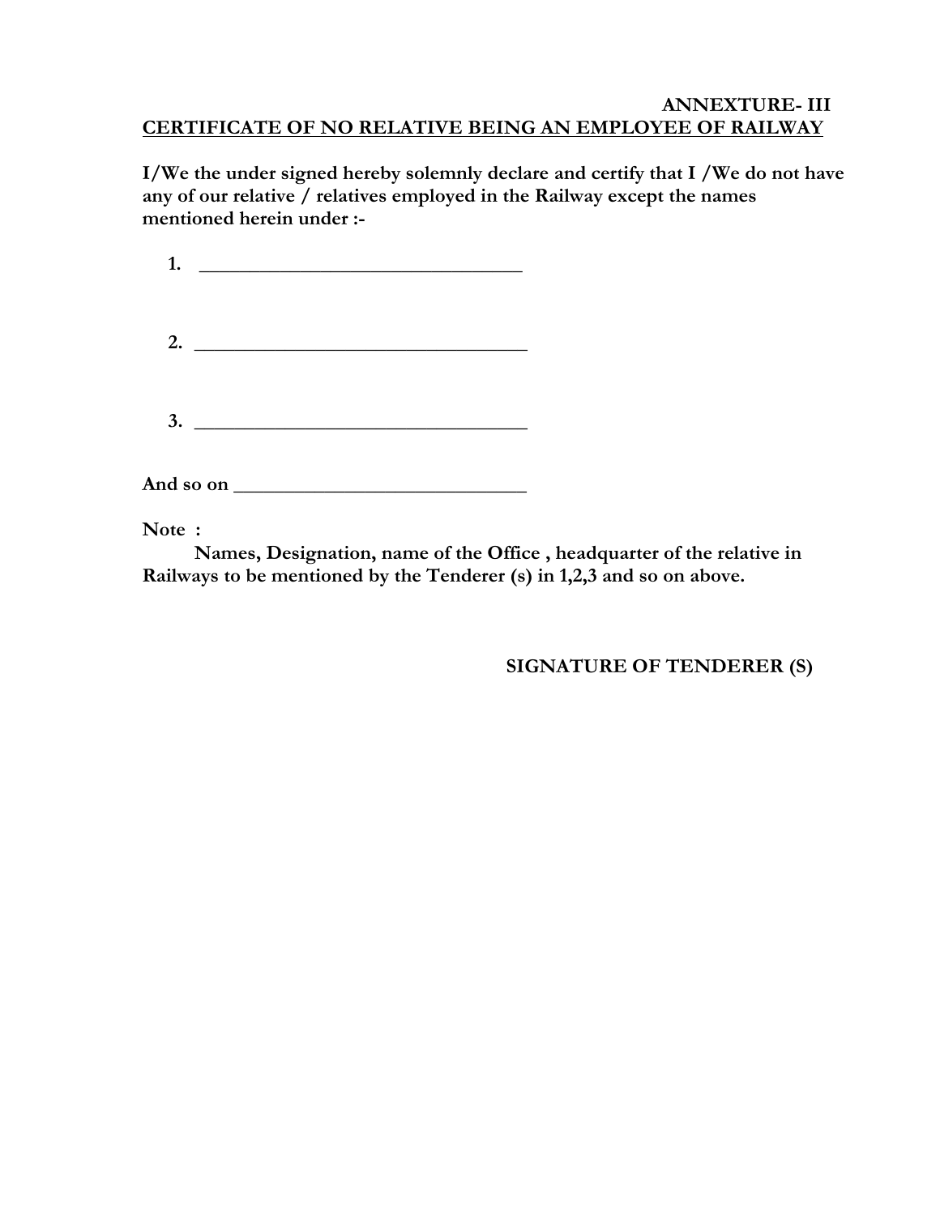ANNEXTURE- III

## CERTIFICATE OF NO RELATIVE BEING AN EMPLOYEE OF RAILWAY

**I/We the under signed hereby solemnly declare and certify that I /We do not have any of our relative / relatives employed in the Railway except the names mentioned herein under :-**

**1.** ________________________________

**2.** ________________________________

**3.** ________________________________

**And so on** ____________________________

**Note :**

**Names, Designation, name of the Office , headquarter of the relative in Railways to be mentioned by the Tenderer (s) in 1,2,3 and so on above.**

**SIGNATURE OF TENDERER (S)**